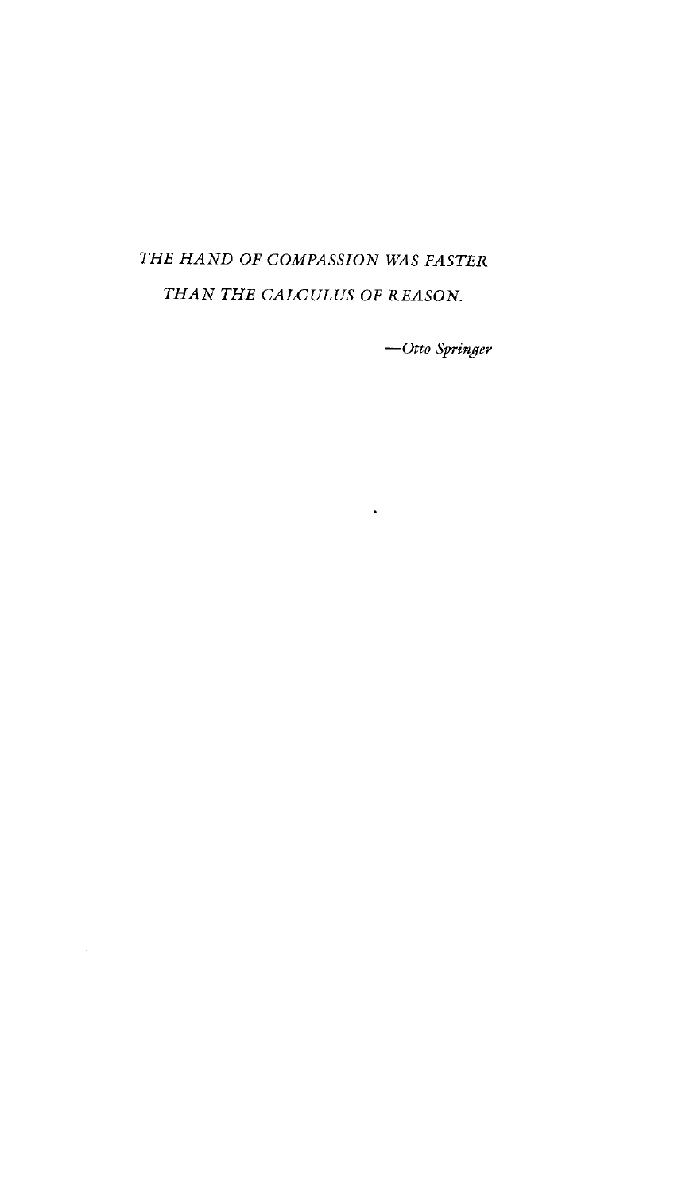*THE HAND OF COMPASSION WAS FASTER*
*THAN THE CALCULUS OF REASON.*

*—Otto Springer*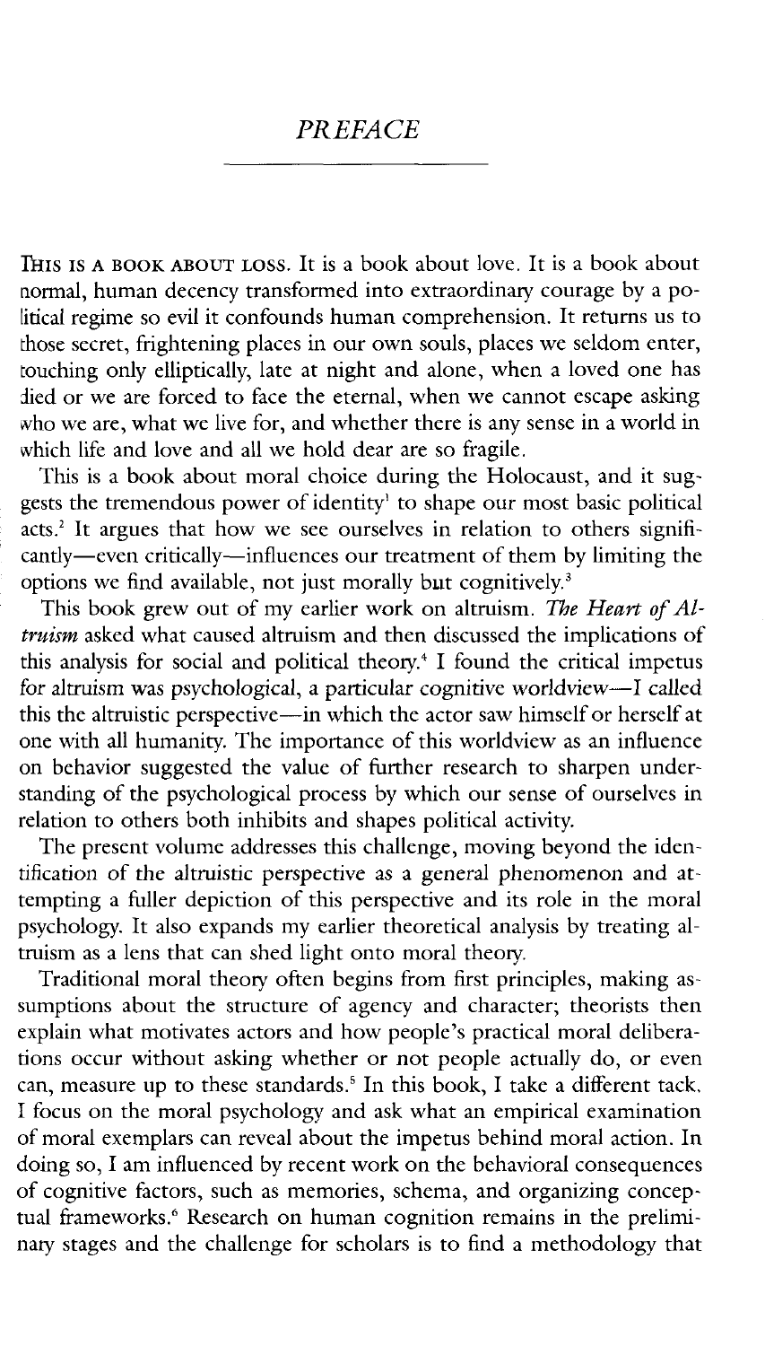# PREFACE

THIS IS A BOOK ABOUT LOSS. It is a book about love. It is a book about normal, human decency transformed into extraordinary courage by a political regime so evil it confounds human comprehension. It returns us to those secret, frightening places in our own souls, places we seldom enter, touching only elliptically, late at night and alone, when a loved one has died or we are forced to face the eternal, when we cannot escape asking who we are, what we live for, and whether there is any sense in a world in which life and love and all we hold dear are so fragile.

This is a book about moral choice during the Holocaust, and it suggests the tremendous power of identity[1] to shape our most basic political acts.[2] It argues that how we see ourselves in relation to others significantly—even critically—influences our treatment of them by limiting the options we find available, not just morally but cognitively.[3]

This book grew out of my earlier work on altruism. *The Heart of Altruism* asked what caused altruism and then discussed the implications of this analysis for social and political theory.[4] I found the critical impetus for altruism was psychological, a particular cognitive worldview—I called this the altruistic perspective—in which the actor saw himself or herself at one with all humanity. The importance of this worldview as an influence on behavior suggested the value of further research to sharpen understanding of the psychological process by which our sense of ourselves in relation to others both inhibits and shapes political activity.

The present volume addresses this challenge, moving beyond the identification of the altruistic perspective as a general phenomenon and attempting a fuller depiction of this perspective and its role in the moral psychology. It also expands my earlier theoretical analysis by treating altruism as a lens that can shed light onto moral theory.

Traditional moral theory often begins from first principles, making assumptions about the structure of agency and character; theorists then explain what motivates actors and how people's practical moral deliberations occur without asking whether or not people actually do, or even can, measure up to these standards.[5] In this book, I take a different tack. I focus on the moral psychology and ask what an empirical examination of moral exemplars can reveal about the impetus behind moral action. In doing so, I am influenced by recent work on the behavioral consequences of cognitive factors, such as memories, schema, and organizing conceptual frameworks.[6] Research on human cognition remains in the preliminary stages and the challenge for scholars is to find a methodology that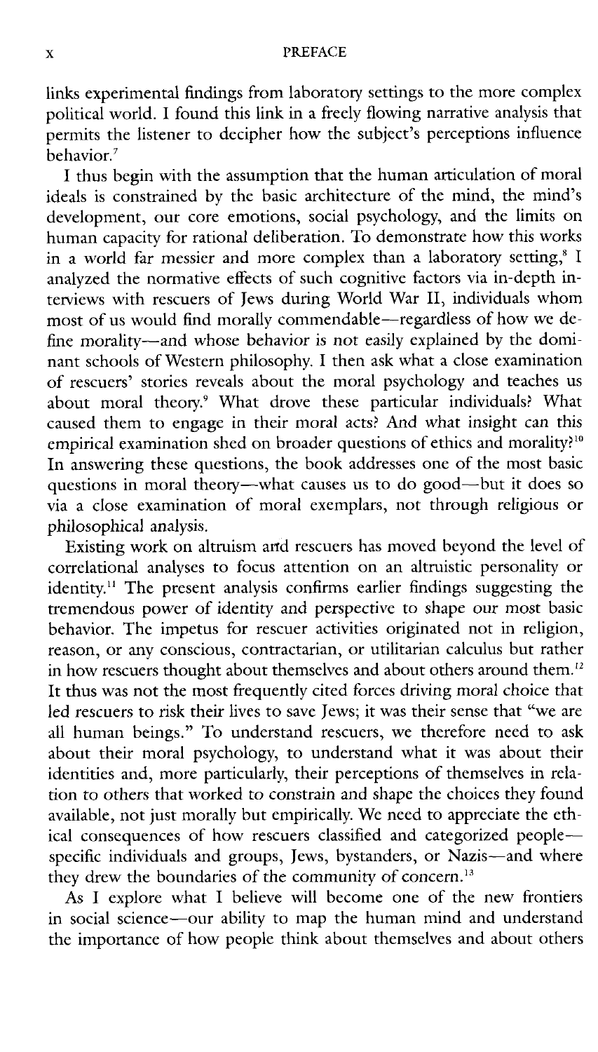links experimental findings from laboratory settings to the more complex political world. I found this link in a freely flowing narrative analysis that permits the listener to decipher how the subject's perceptions influence behavior.[7]

I thus begin with the assumption that the human articulation of moral ideals is constrained by the basic architecture of the mind, the mind's development, our core emotions, social psychology, and the limits on human capacity for rational deliberation. To demonstrate how this works in a world far messier and more complex than a laboratory setting,[8] I analyzed the normative effects of such cognitive factors via in-depth interviews with rescuers of Jews during World War II, individuals whom most of us would find morally commendable—regardless of how we define morality—and whose behavior is not easily explained by the dominant schools of Western philosophy. I then ask what a close examination of rescuers' stories reveals about the moral psychology and teaches us about moral theory.[9] What drove these particular individuals? What caused them to engage in their moral acts? And what insight can this empirical examination shed on broader questions of ethics and morality?[10] In answering these questions, the book addresses one of the most basic questions in moral theory—what causes us to do good—but it does so via a close examination of moral exemplars, not through religious or philosophical analysis.

Existing work on altruism and rescuers has moved beyond the level of correlational analyses to focus attention on an altruistic personality or identity.[11] The present analysis confirms earlier findings suggesting the tremendous power of identity and perspective to shape our most basic behavior. The impetus for rescuer activities originated not in religion, reason, or any conscious, contractarian, or utilitarian calculus but rather in how rescuers thought about themselves and about others around them.[12] It thus was not the most frequently cited forces driving moral choice that led rescuers to risk their lives to save Jews; it was their sense that "we are all human beings." To understand rescuers, we therefore need to ask about their moral psychology, to understand what it was about their identities and, more particularly, their perceptions of themselves in relation to others that worked to constrain and shape the choices they found available, not just morally but empirically. We need to appreciate the ethical consequences of how rescuers classified and categorized people—specific individuals and groups, Jews, bystanders, or Nazis—and where they drew the boundaries of the community of concern.[13]

As I explore what I believe will become one of the new frontiers in social science—our ability to map the human mind and understand the importance of how people think about themselves and about others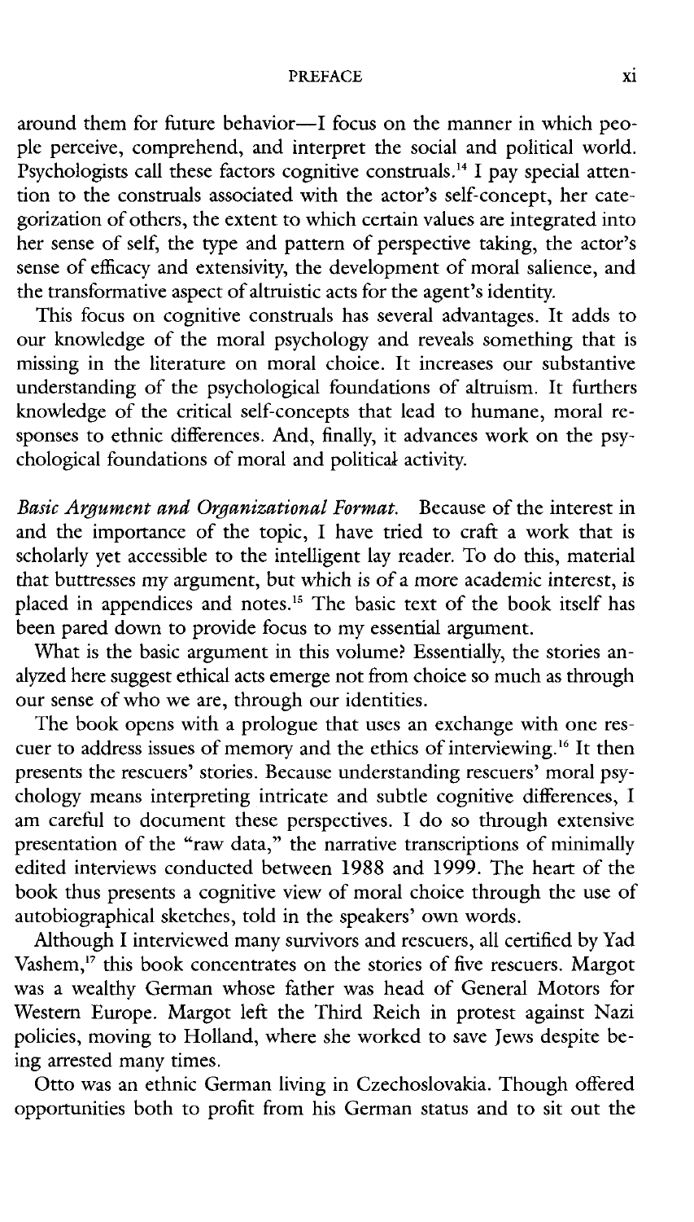around them for future behavior—I focus on the manner in which people perceive, comprehend, and interpret the social and political world. Psychologists call these factors cognitive construals.[14] I pay special attention to the construals associated with the actor's self-concept, her categorization of others, the extent to which certain values are integrated into her sense of self, the type and pattern of perspective taking, the actor's sense of efficacy and extensivity, the development of moral salience, and the transformative aspect of altruistic acts for the agent's identity.

This focus on cognitive construals has several advantages. It adds to our knowledge of the moral psychology and reveals something that is missing in the literature on moral choice. It increases our substantive understanding of the psychological foundations of altruism. It furthers knowledge of the critical self-concepts that lead to humane, moral responses to ethnic differences. And, finally, it advances work on the psychological foundations of moral and political activity.

*Basic Argument and Organizational Format.* Because of the interest in and the importance of the topic, I have tried to craft a work that is scholarly yet accessible to the intelligent lay reader. To do this, material that buttresses my argument, but which is of a more academic interest, is placed in appendices and notes.[15] The basic text of the book itself has been pared down to provide focus to my essential argument.

What is the basic argument in this volume? Essentially, the stories analyzed here suggest ethical acts emerge not from choice so much as through our sense of who we are, through our identities.

The book opens with a prologue that uses an exchange with one rescuer to address issues of memory and the ethics of interviewing.[16] It then presents the rescuers' stories. Because understanding rescuers' moral psychology means interpreting intricate and subtle cognitive differences, I am careful to document these perspectives. I do so through extensive presentation of the "raw data," the narrative transcriptions of minimally edited interviews conducted between 1988 and 1999. The heart of the book thus presents a cognitive view of moral choice through the use of autobiographical sketches, told in the speakers' own words.

Although I interviewed many survivors and rescuers, all certified by Yad Vashem,[17] this book concentrates on the stories of five rescuers. Margot was a wealthy German whose father was head of General Motors for Western Europe. Margot left the Third Reich in protest against Nazi policies, moving to Holland, where she worked to save Jews despite being arrested many times.

Otto was an ethnic German living in Czechoslovakia. Though offered opportunities both to profit from his German status and to sit out the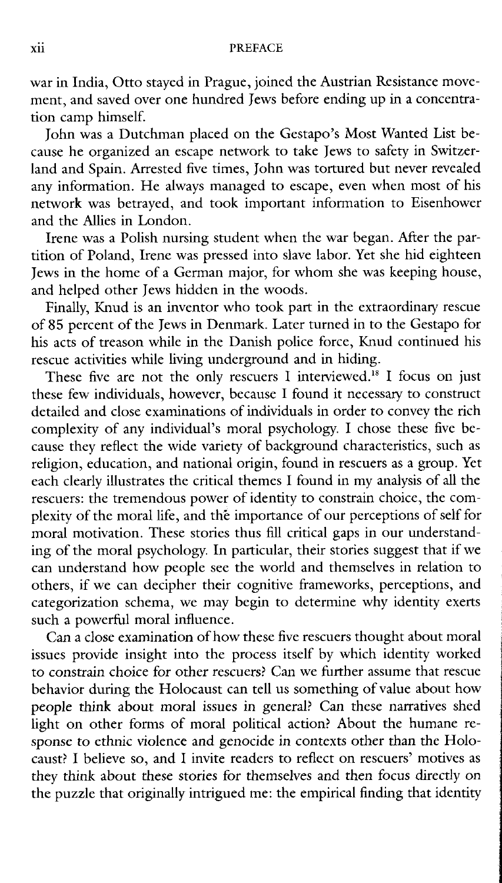war in India, Otto stayed in Prague, joined the Austrian Resistance movement, and saved over one hundred Jews before ending up in a concentration camp himself.

John was a Dutchman placed on the Gestapo's Most Wanted List because he organized an escape network to take Jews to safety in Switzerland and Spain. Arrested five times, John was tortured but never revealed any information. He always managed to escape, even when most of his network was betrayed, and took important information to Eisenhower and the Allies in London.

Irene was a Polish nursing student when the war began. After the partition of Poland, Irene was pressed into slave labor. Yet she hid eighteen Jews in the home of a German major, for whom she was keeping house, and helped other Jews hidden in the woods.

Finally, Knud is an inventor who took part in the extraordinary rescue of 85 percent of the Jews in Denmark. Later turned in to the Gestapo for his acts of treason while in the Danish police force, Knud continued his rescue activities while living underground and in hiding.

These five are not the only rescuers I interviewed.[18] I focus on just these few individuals, however, because I found it necessary to construct detailed and close examinations of individuals in order to convey the rich complexity of any individual's moral psychology. I chose these five because they reflect the wide variety of background characteristics, such as religion, education, and national origin, found in rescuers as a group. Yet each clearly illustrates the critical themes I found in my analysis of all the rescuers: the tremendous power of identity to constrain choice, the complexity of the moral life, and the importance of our perceptions of self for moral motivation. These stories thus fill critical gaps in our understanding of the moral psychology. In particular, their stories suggest that if we can understand how people see the world and themselves in relation to others, if we can decipher their cognitive frameworks, perceptions, and categorization schema, we may begin to determine why identity exerts such a powerful moral influence.

Can a close examination of how these five rescuers thought about moral issues provide insight into the process itself by which identity worked to constrain choice for other rescuers? Can we further assume that rescue behavior during the Holocaust can tell us something of value about how people think about moral issues in general? Can these narratives shed light on other forms of moral political action? About the humane response to ethnic violence and genocide in contexts other than the Holocaust? I believe so, and I invite readers to reflect on rescuers' motives as they think about these stories for themselves and then focus directly on the puzzle that originally intrigued me: the empirical finding that identity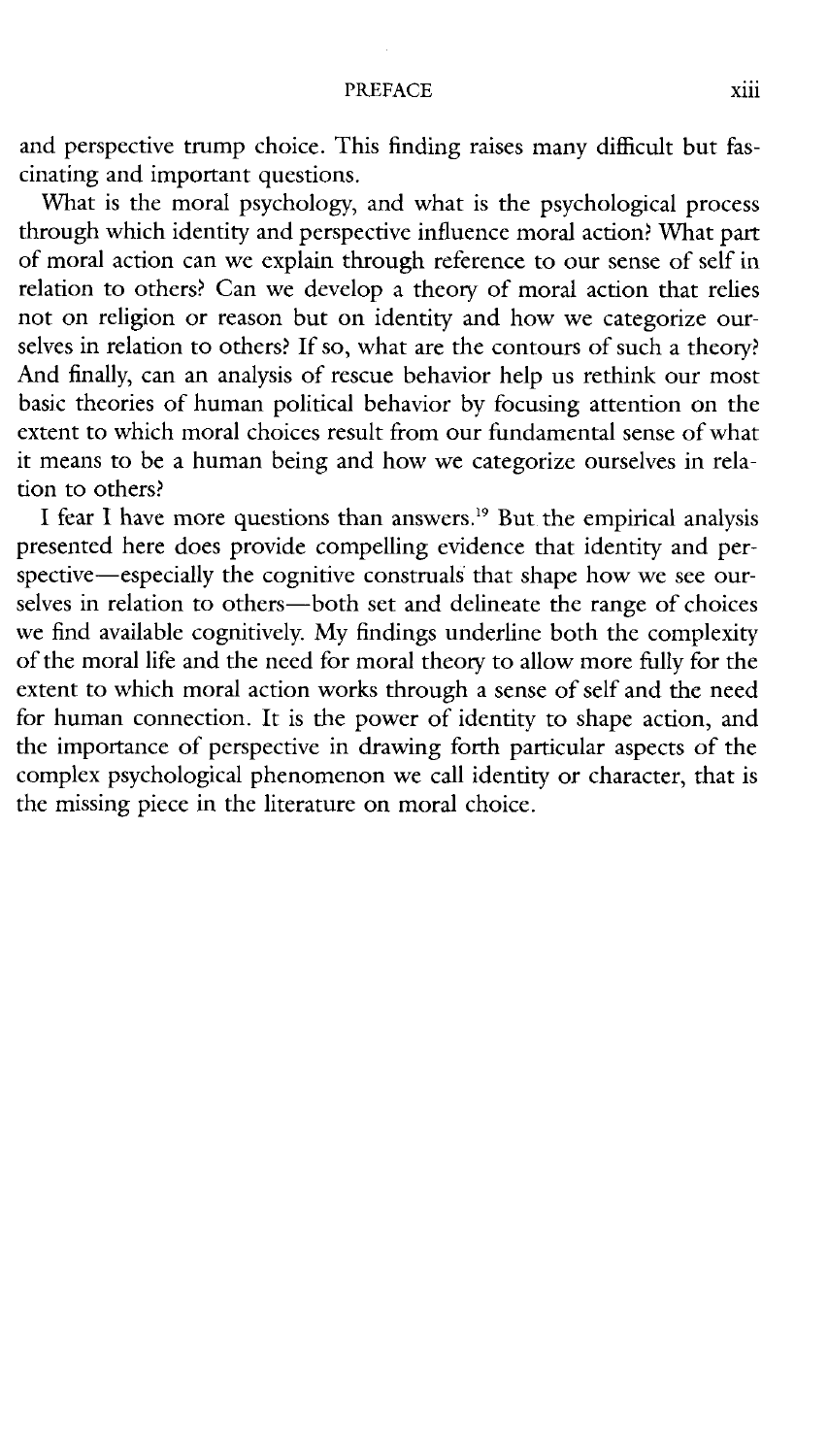and perspective trump choice. This finding raises many difficult but fascinating and important questions.

What is the moral psychology, and what is the psychological process through which identity and perspective influence moral action? What part of moral action can we explain through reference to our sense of self in relation to others? Can we develop a theory of moral action that relies not on religion or reason but on identity and how we categorize ourselves in relation to others? If so, what are the contours of such a theory? And finally, can an analysis of rescue behavior help us rethink our most basic theories of human political behavior by focusing attention on the extent to which moral choices result from our fundamental sense of what it means to be a human being and how we categorize ourselves in relation to others?

I fear I have more questions than answers.[19] But the empirical analysis presented here does provide compelling evidence that identity and perspective—especially the cognitive construals that shape how we see ourselves in relation to others—both set and delineate the range of choices we find available cognitively. My findings underline both the complexity of the moral life and the need for moral theory to allow more fully for the extent to which moral action works through a sense of self and the need for human connection. It is the power of identity to shape action, and the importance of perspective in drawing forth particular aspects of the complex psychological phenomenon we call identity or character, that is the missing piece in the literature on moral choice.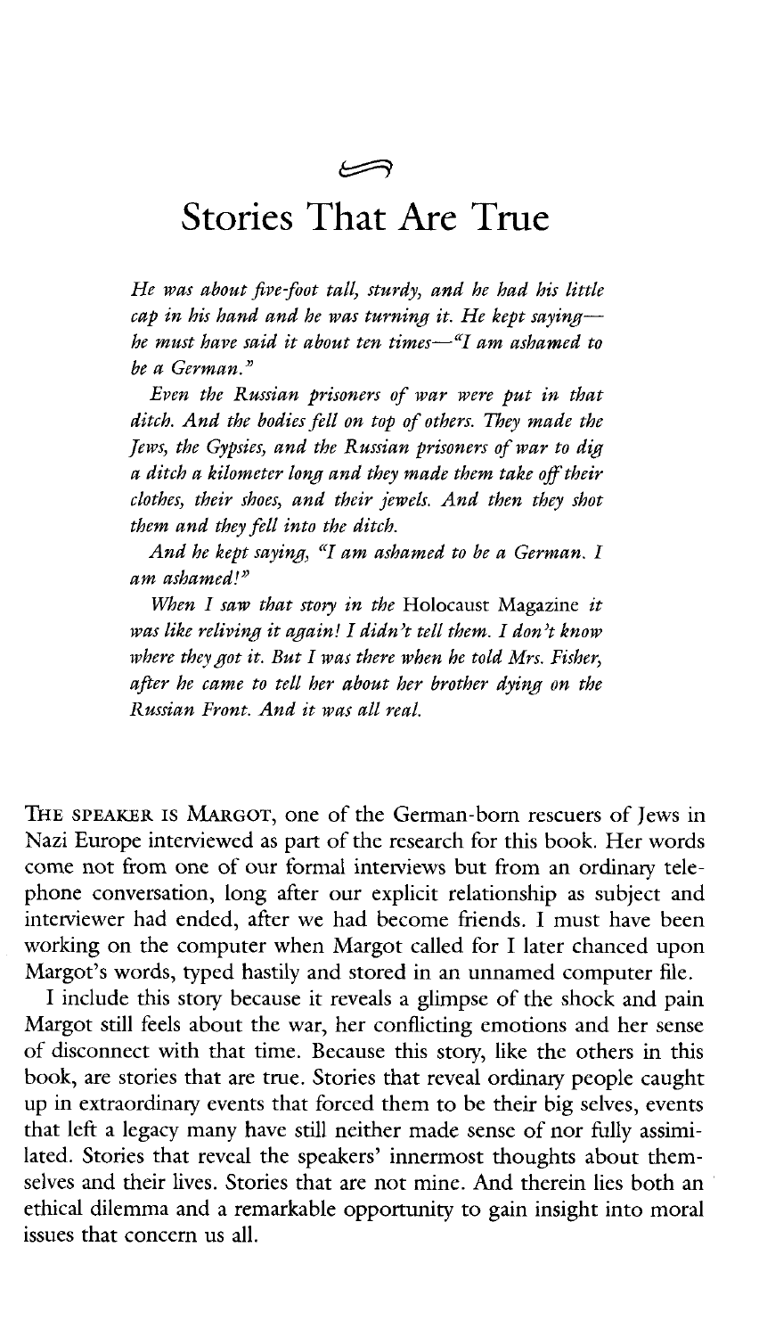# Stories That Are True

*He was about five-foot tall, sturdy, and he had his little cap in his hand and he was turning it. He kept saying—he must have said it about ten times—"I am ashamed to be a German."*

*Even the Russian prisoners of war were put in that ditch. And the bodies fell on top of others. They made the Jews, the Gypsies, and the Russian prisoners of war to dig a ditch a kilometer long and they made them take off their clothes, their shoes, and their jewels. And then they shot them and they fell into the ditch.*

*And he kept saying, "I am ashamed to be a German. I am ashamed!"*

*When I saw that story in the* Holocaust Magazine *it was like reliving it again! I didn't tell them. I don't know where they got it. But I was there when he told Mrs. Fisher, after he came to tell her about her brother dying on the Russian Front. And it was all real.*

THE SPEAKER IS MARGOT, one of the German-born rescuers of Jews in Nazi Europe interviewed as part of the research for this book. Her words come not from one of our formal interviews but from an ordinary telephone conversation, long after our explicit relationship as subject and interviewer had ended, after we had become friends. I must have been working on the computer when Margot called for I later chanced upon Margot's words, typed hastily and stored in an unnamed computer file.

I include this story because it reveals a glimpse of the shock and pain Margot still feels about the war, her conflicting emotions and her sense of disconnect with that time. Because this story, like the others in this book, are stories that are true. Stories that reveal ordinary people caught up in extraordinary events that forced them to be their big selves, events that left a legacy many have still neither made sense of nor fully assimilated. Stories that reveal the speakers' innermost thoughts about themselves and their lives. Stories that are not mine. And therein lies both an ethical dilemma and a remarkable opportunity to gain insight into moral issues that concern us all.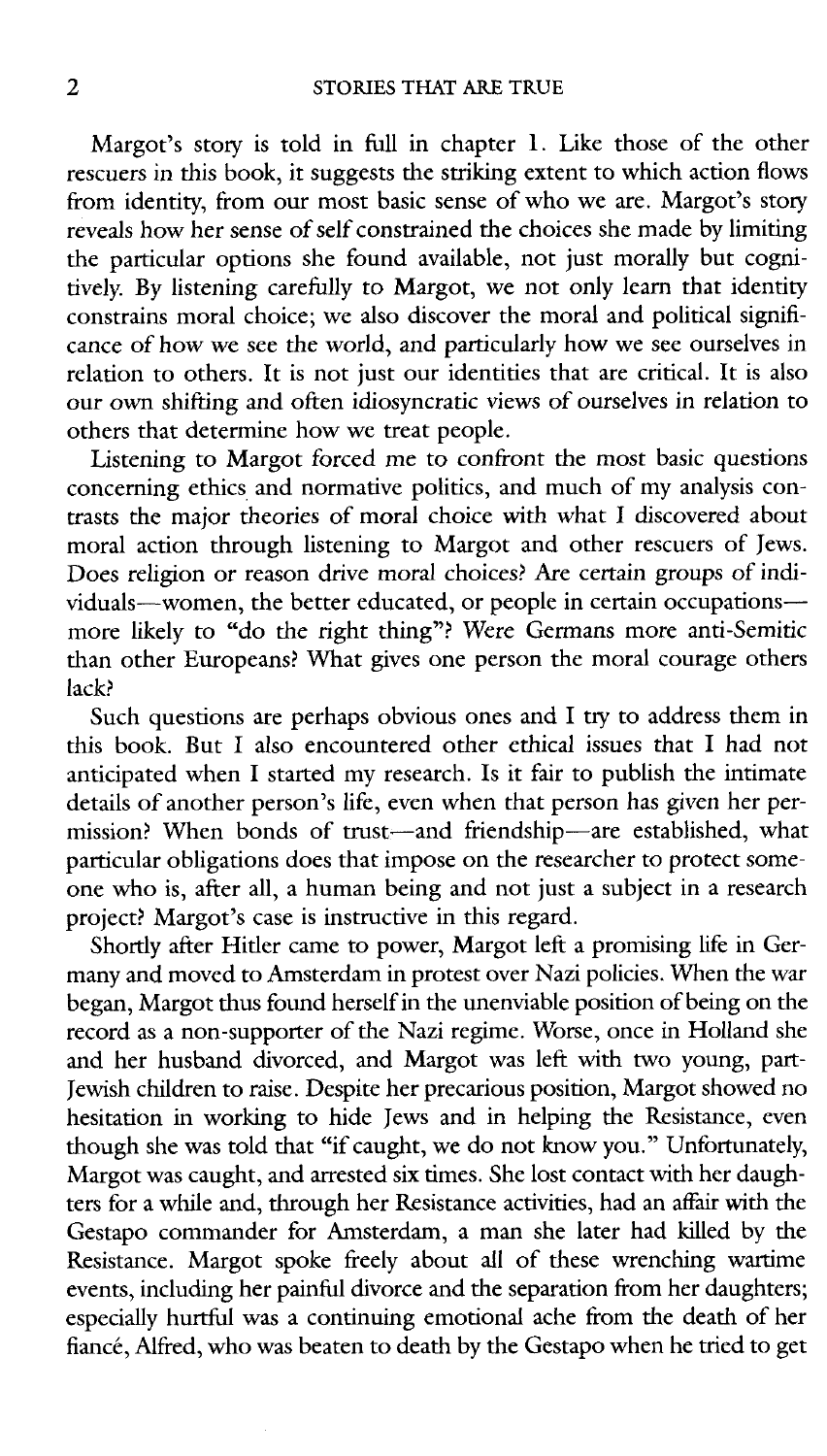Margot's story is told in full in chapter 1. Like those of the other rescuers in this book, it suggests the striking extent to which action flows from identity, from our most basic sense of who we are. Margot's story reveals how her sense of self constrained the choices she made by limiting the particular options she found available, not just morally but cognitively. By listening carefully to Margot, we not only learn that identity constrains moral choice; we also discover the moral and political significance of how we see the world, and particularly how we see ourselves in relation to others. It is not just our identities that are critical. It is also our own shifting and often idiosyncratic views of ourselves in relation to others that determine how we treat people.

Listening to Margot forced me to confront the most basic questions concerning ethics and normative politics, and much of my analysis contrasts the major theories of moral choice with what I discovered about moral action through listening to Margot and other rescuers of Jews. Does religion or reason drive moral choices? Are certain groups of individuals—women, the better educated, or people in certain occupations—more likely to "do the right thing"? Were Germans more anti-Semitic than other Europeans? What gives one person the moral courage others lack?

Such questions are perhaps obvious ones and I try to address them in this book. But I also encountered other ethical issues that I had not anticipated when I started my research. Is it fair to publish the intimate details of another person's life, even when that person has given her permission? When bonds of trust—and friendship—are established, what particular obligations does that impose on the researcher to protect someone who is, after all, a human being and not just a subject in a research project? Margot's case is instructive in this regard.

Shortly after Hitler came to power, Margot left a promising life in Germany and moved to Amsterdam in protest over Nazi policies. When the war began, Margot thus found herself in the unenviable position of being on the record as a non-supporter of the Nazi regime. Worse, once in Holland she and her husband divorced, and Margot was left with two young, part-Jewish children to raise. Despite her precarious position, Margot showed no hesitation in working to hide Jews and in helping the Resistance, even though she was told that "if caught, we do not know you." Unfortunately, Margot was caught, and arrested six times. She lost contact with her daughters for a while and, through her Resistance activities, had an affair with the Gestapo commander for Amsterdam, a man she later had killed by the Resistance. Margot spoke freely about all of these wrenching wartime events, including her painful divorce and the separation from her daughters; especially hurtful was a continuing emotional ache from the death of her fiancé, Alfred, who was beaten to death by the Gestapo when he tried to get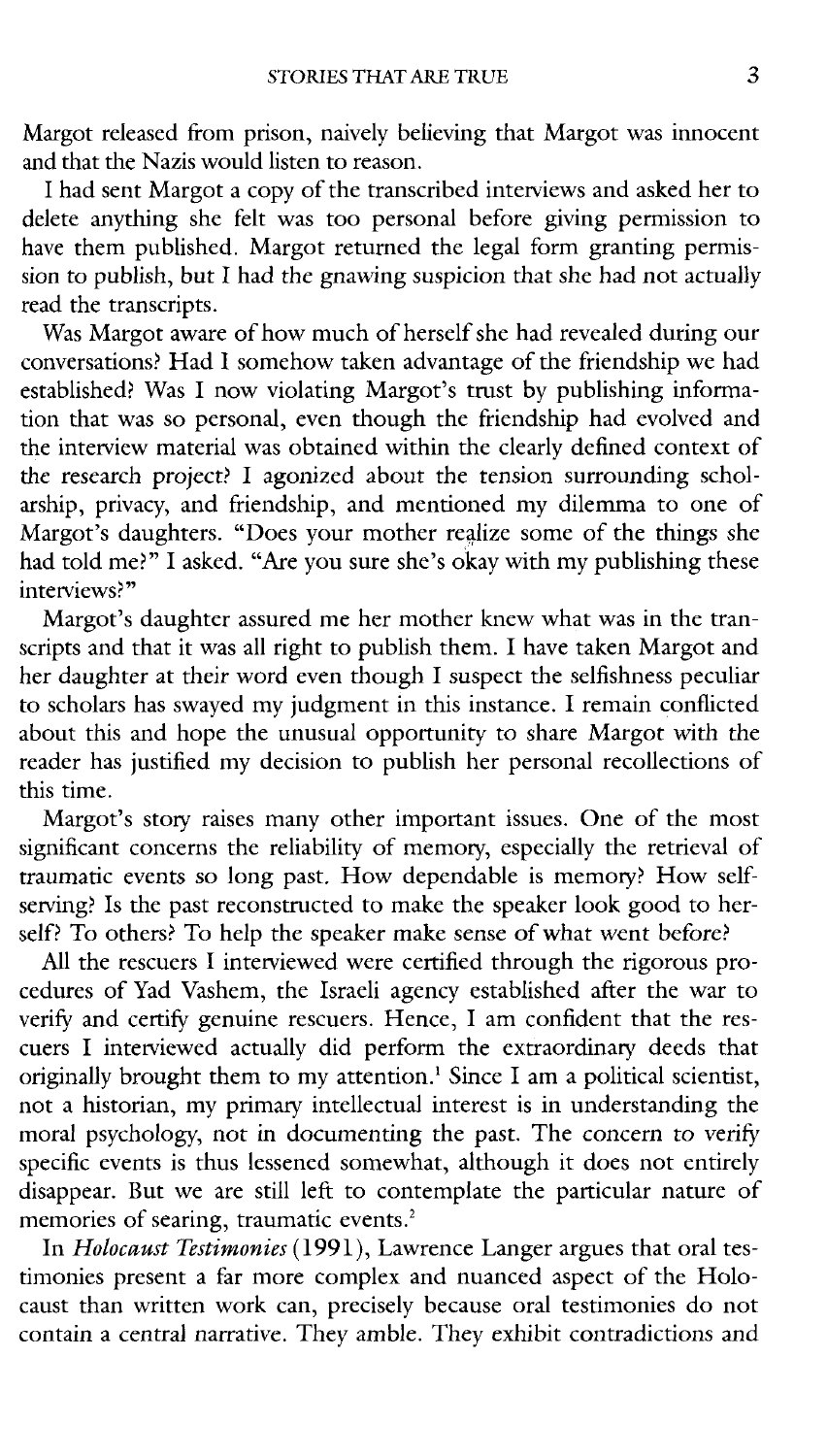Margot released from prison, naively believing that Margot was innocent and that the Nazis would listen to reason.

I had sent Margot a copy of the transcribed interviews and asked her to delete anything she felt was too personal before giving permission to have them published. Margot returned the legal form granting permission to publish, but I had the gnawing suspicion that she had not actually read the transcripts.

Was Margot aware of how much of herself she had revealed during our conversations? Had I somehow taken advantage of the friendship we had established? Was I now violating Margot's trust by publishing information that was so personal, even though the friendship had evolved and the interview material was obtained within the clearly defined context of the research project? I agonized about the tension surrounding scholarship, privacy, and friendship, and mentioned my dilemma to one of Margot's daughters. "Does your mother realize some of the things she had told me?" I asked. "Are you sure she's okay with my publishing these interviews?"

Margot's daughter assured me her mother knew what was in the transcripts and that it was all right to publish them. I have taken Margot and her daughter at their word even though I suspect the selfishness peculiar to scholars has swayed my judgment in this instance. I remain conflicted about this and hope the unusual opportunity to share Margot with the reader has justified my decision to publish her personal recollections of this time.

Margot's story raises many other important issues. One of the most significant concerns the reliability of memory, especially the retrieval of traumatic events so long past. How dependable is memory? How self-serving? Is the past reconstructed to make the speaker look good to herself? To others? To help the speaker make sense of what went before?

All the rescuers I interviewed were certified through the rigorous procedures of Yad Vashem, the Israeli agency established after the war to verify and certify genuine rescuers. Hence, I am confident that the rescuers I interviewed actually did perform the extraordinary deeds that originally brought them to my attention.[1] Since I am a political scientist, not a historian, my primary intellectual interest is in understanding the moral psychology, not in documenting the past. The concern to verify specific events is thus lessened somewhat, although it does not entirely disappear. But we are still left to contemplate the particular nature of memories of searing, traumatic events.[2]

In *Holocaust Testimonies* (1991), Lawrence Langer argues that oral testimonies present a far more complex and nuanced aspect of the Holocaust than written work can, precisely because oral testimonies do not contain a central narrative. They amble. They exhibit contradictions and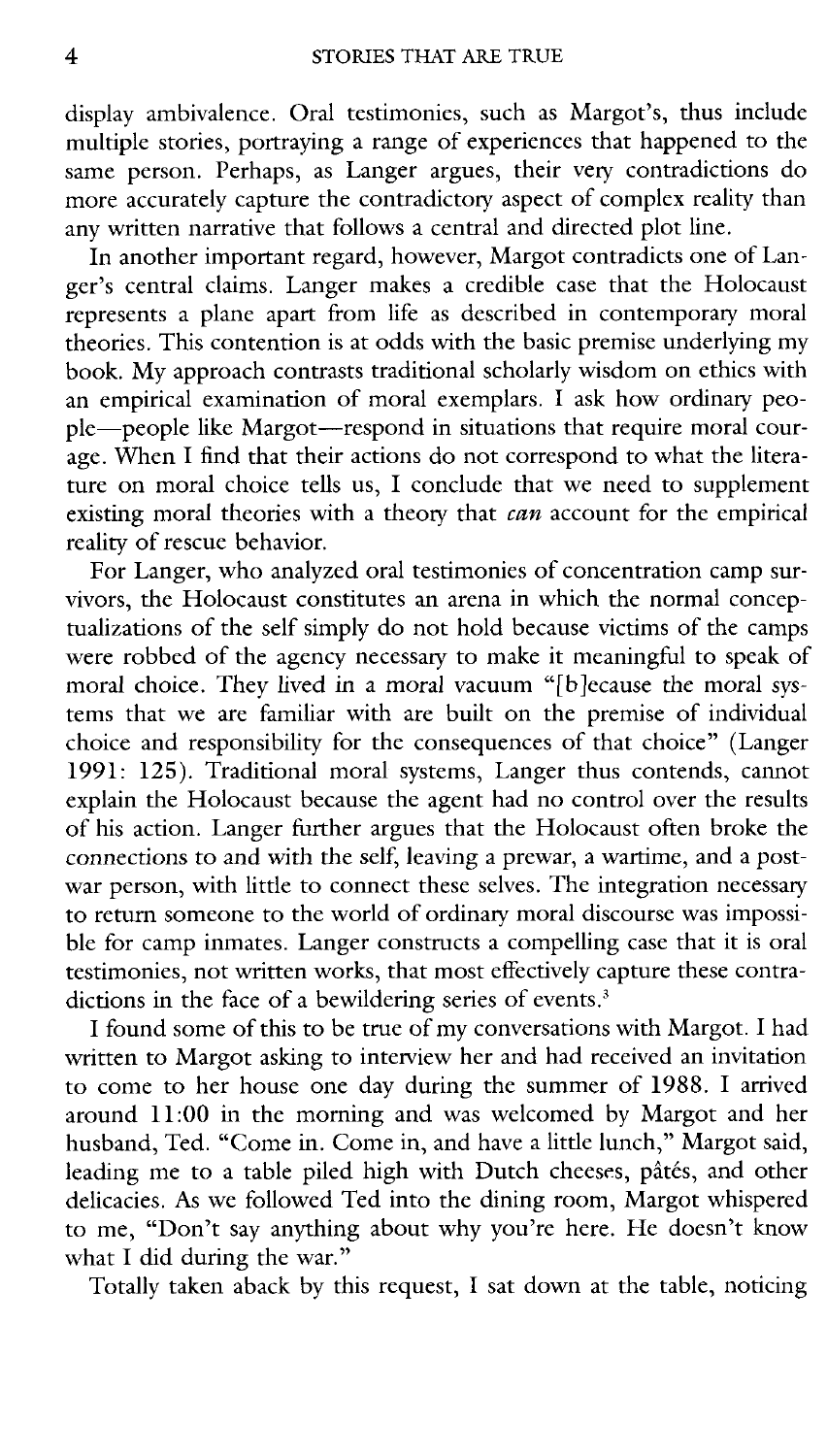display ambivalence. Oral testimonies, such as Margot's, thus include multiple stories, portraying a range of experiences that happened to the same person. Perhaps, as Langer argues, their very contradictions do more accurately capture the contradictory aspect of complex reality than any written narrative that follows a central and directed plot line.

In another important regard, however, Margot contradicts one of Langer's central claims. Langer makes a credible case that the Holocaust represents a plane apart from life as described in contemporary moral theories. This contention is at odds with the basic premise underlying my book. My approach contrasts traditional scholarly wisdom on ethics with an empirical examination of moral exemplars. I ask how ordinary people—people like Margot—respond in situations that require moral courage. When I find that their actions do not correspond to what the literature on moral choice tells us, I conclude that we need to supplement existing moral theories with a theory that *can* account for the empirical reality of rescue behavior.

For Langer, who analyzed oral testimonies of concentration camp survivors, the Holocaust constitutes an arena in which the normal conceptualizations of the self simply do not hold because victims of the camps were robbed of the agency necessary to make it meaningful to speak of moral choice. They lived in a moral vacuum "[b]ecause the moral systems that we are familiar with are built on the premise of individual choice and responsibility for the consequences of that choice" (Langer 1991: 125). Traditional moral systems, Langer thus contends, cannot explain the Holocaust because the agent had no control over the results of his action. Langer further argues that the Holocaust often broke the connections to and with the self, leaving a prewar, a wartime, and a postwar person, with little to connect these selves. The integration necessary to return someone to the world of ordinary moral discourse was impossible for camp inmates. Langer constructs a compelling case that it is oral testimonies, not written works, that most effectively capture these contradictions in the face of a bewildering series of events.[3]

I found some of this to be true of my conversations with Margot. I had written to Margot asking to interview her and had received an invitation to come to her house one day during the summer of 1988. I arrived around 11:00 in the morning and was welcomed by Margot and her husband, Ted. "Come in. Come in, and have a little lunch," Margot said, leading me to a table piled high with Dutch cheeses, pâtés, and other delicacies. As we followed Ted into the dining room, Margot whispered to me, "Don't say anything about why you're here. He doesn't know what I did during the war."

Totally taken aback by this request, I sat down at the table, noticing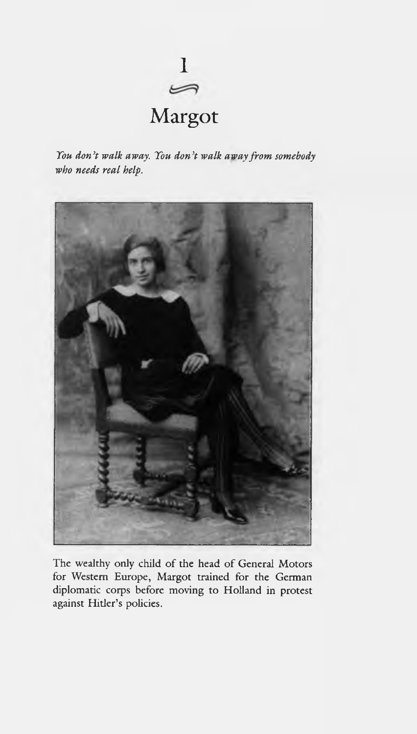# 1

# Margot

*You don't walk away. You don't walk away from somebody who needs real help.*

The wealthy only child of the head of General Motors for Western Europe, Margot trained for the German diplomatic corps before moving to Holland in protest against Hitler's policies.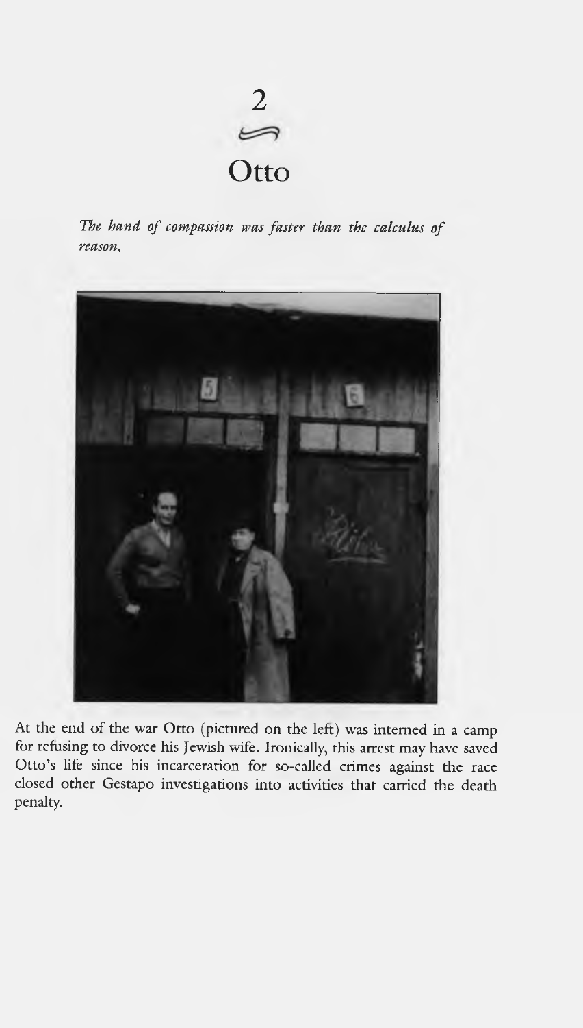# 2

# Otto

*The hand of compassion was faster than the calculus of reason.*

At the end of the war Otto (pictured on the left) was interned in a camp for refusing to divorce his Jewish wife. Ironically, this arrest may have saved Otto's life since his incarceration for so-called crimes against the race closed other Gestapo investigations into activities that carried the death penalty.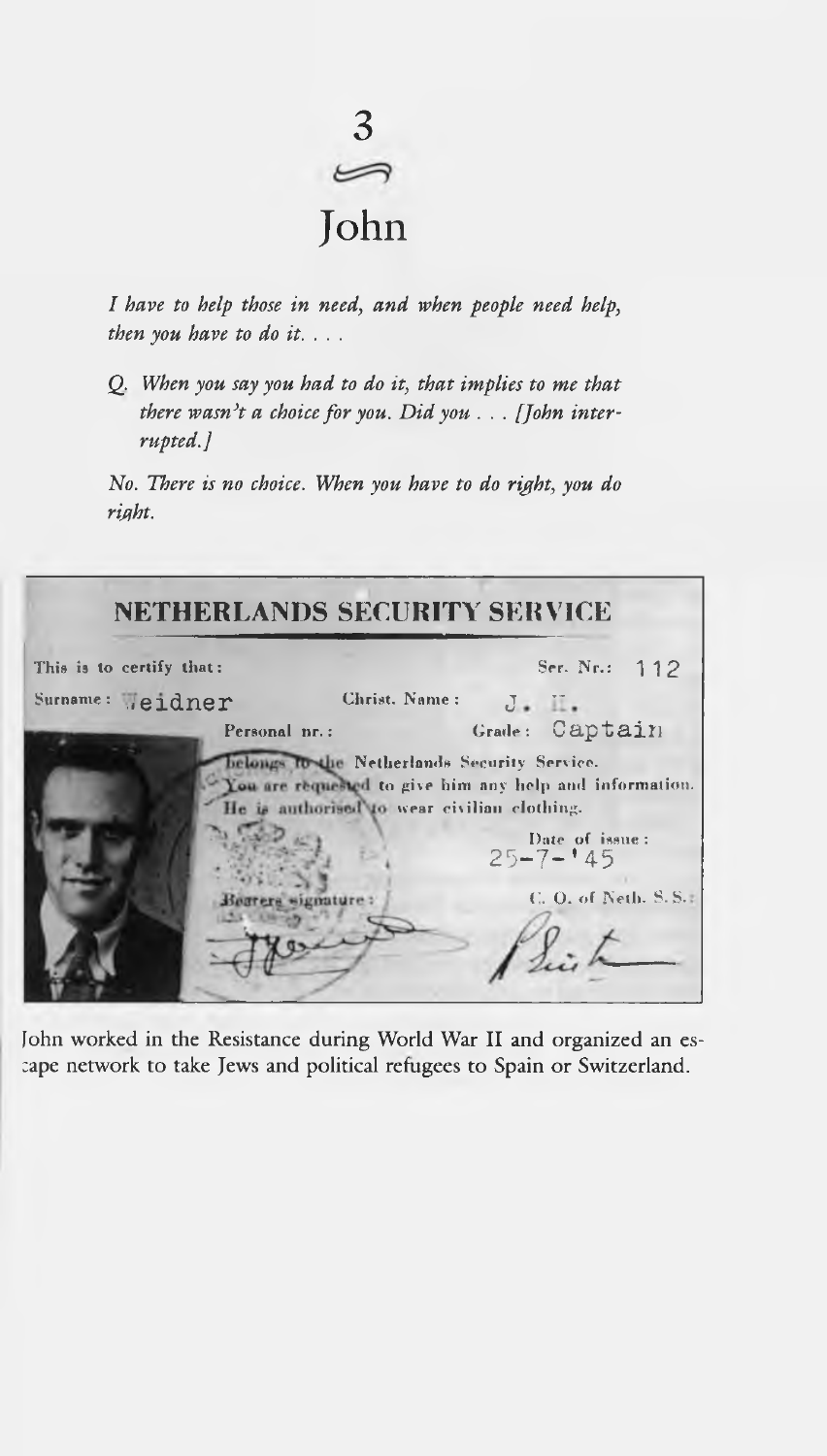# 3

# John

*I have to help those in need, and when people need help, then you have to do it. . . .*

*Q. When you say you had to do it, that implies to me that there wasn't a choice for you. Did you . . . [John interrupted.]*

*No. There is no choice. When you have to do right, you do right.*

**NETHERLANDS SECURITY SERVICE**

This is to certify that: Ser. Nr.: 112

Surname: Weidner Christ. Name: J. H.

Personal nr.: Grade: Captain

belongs to the Netherlands Security Service.
You are requested to give him any help and information.
He is authorised to wear civilian clothing.

Date of issue: 25-7-'45

Bearers signature:

C. O. of Neth. S.S.:

John worked in the Resistance during World War II and organized an escape network to take Jews and political refugees to Spain or Switzerland.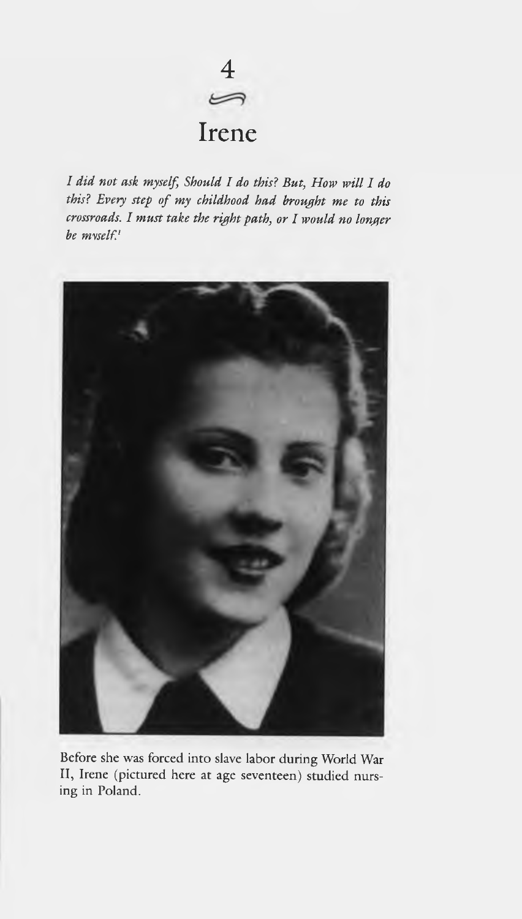# 4

# Irene

*I did not ask myself, Should I do this? But, How will I do this? Every step of my childhood had brought me to this crossroads. I must take the right path, or I would no longer be myself.*[1]

Before she was forced into slave labor during World War II, Irene (pictured here at age seventeen) studied nursing in Poland.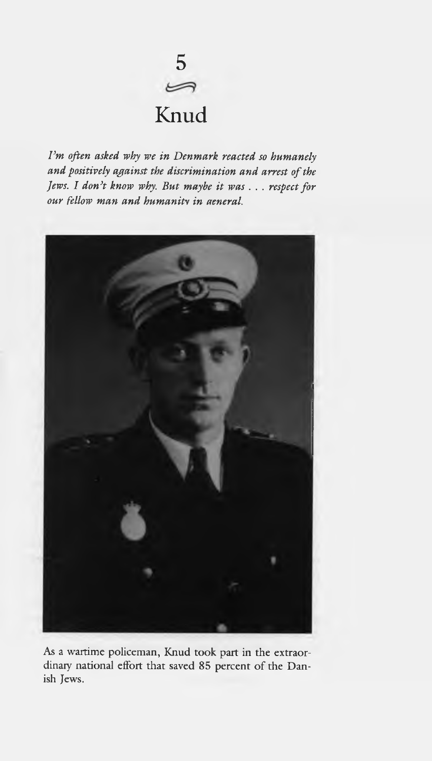# 5

# Knud

*I'm often asked why we in Denmark reacted so humanely and positively against the discrimination and arrest of the Jews. I don't know why. But maybe it was . . . respect for our fellow man and humanity in general.*

As a wartime policeman, Knud took part in the extraordinary national effort that saved 85 percent of the Danish Jews.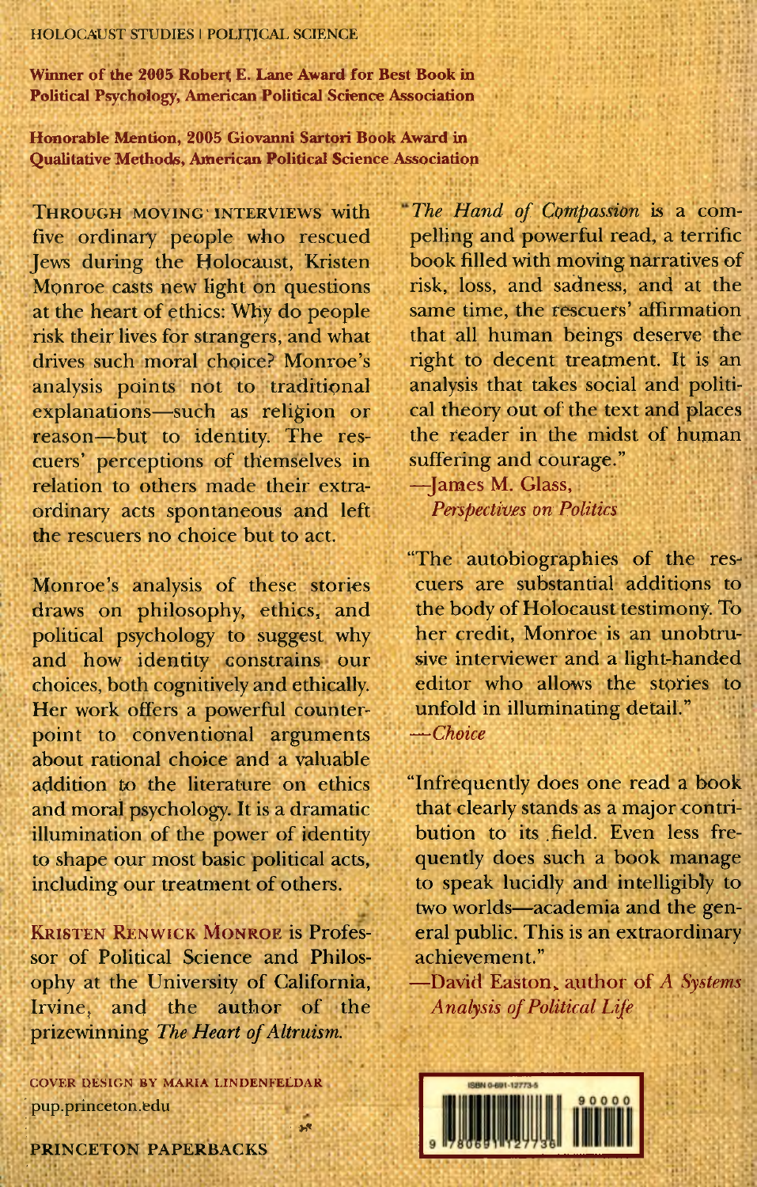HOLOCAUST STUDIES | POLITICAL SCIENCE

**Winner of the 2005 Robert E. Lane Award for Best Book in Political Psychology, American Political Science Association**

**Honorable Mention, 2005 Giovanni Sartori Book Award in Qualitative Methods, American Political Science Association**

THROUGH MOVING INTERVIEWS with five ordinary people who rescued Jews during the Holocaust, Kristen Monroe casts new light on questions at the heart of ethics: Why do people risk their lives for strangers, and what drives such moral choice? Monroe's analysis points not to traditional explanations—such as religion or reason—but to identity. The rescuers' perceptions of themselves in relation to others made their extraordinary acts spontaneous and left the rescuers no choice but to act.

Monroe's analysis of these stories draws on philosophy, ethics, and political psychology to suggest why and how identity constrains our choices, both cognitively and ethically. Her work offers a powerful counterpoint to conventional arguments about rational choice and a valuable addition to the literature on ethics and moral psychology. It is a dramatic illumination of the power of identity to shape our most basic political acts, including our treatment of others.

KRISTEN RENWICK MONROE is Professor of Political Science and Philosophy at the University of California, Irvine, and the author of the prizewinning *The Heart of Altruism.*

"*The Hand of Compassion* is a compelling and powerful read, a terrific book filled with moving narratives of risk, loss, and sadness, and at the same time, the rescuers' affirmation that all human beings deserve the right to decent treatment. It is an analysis that takes social and political theory out of the text and places the reader in the midst of human suffering and courage."
—James M. Glass, *Perspectives on Politics*

"The autobiographies of the rescuers are substantial additions to the body of Holocaust testimony. To her credit, Monroe is an unobtrusive interviewer and a light-handed editor who allows the stories to unfold in illuminating detail."
—*Choice*

"Infrequently does one read a book that clearly stands as a major contribution to its field. Even less frequently does such a book manage to speak lucidly and intelligibly to two worlds—academia and the general public. This is an extraordinary achievement."
—David Easton, author of *A Systems Analysis of Political Life*

COVER DESIGN BY MARIA LINDENFELDAR
pup.princeton.edu

PRINCETON PAPERBACKS

ISBN 0-691-12773-5

90000

9 780691 127736